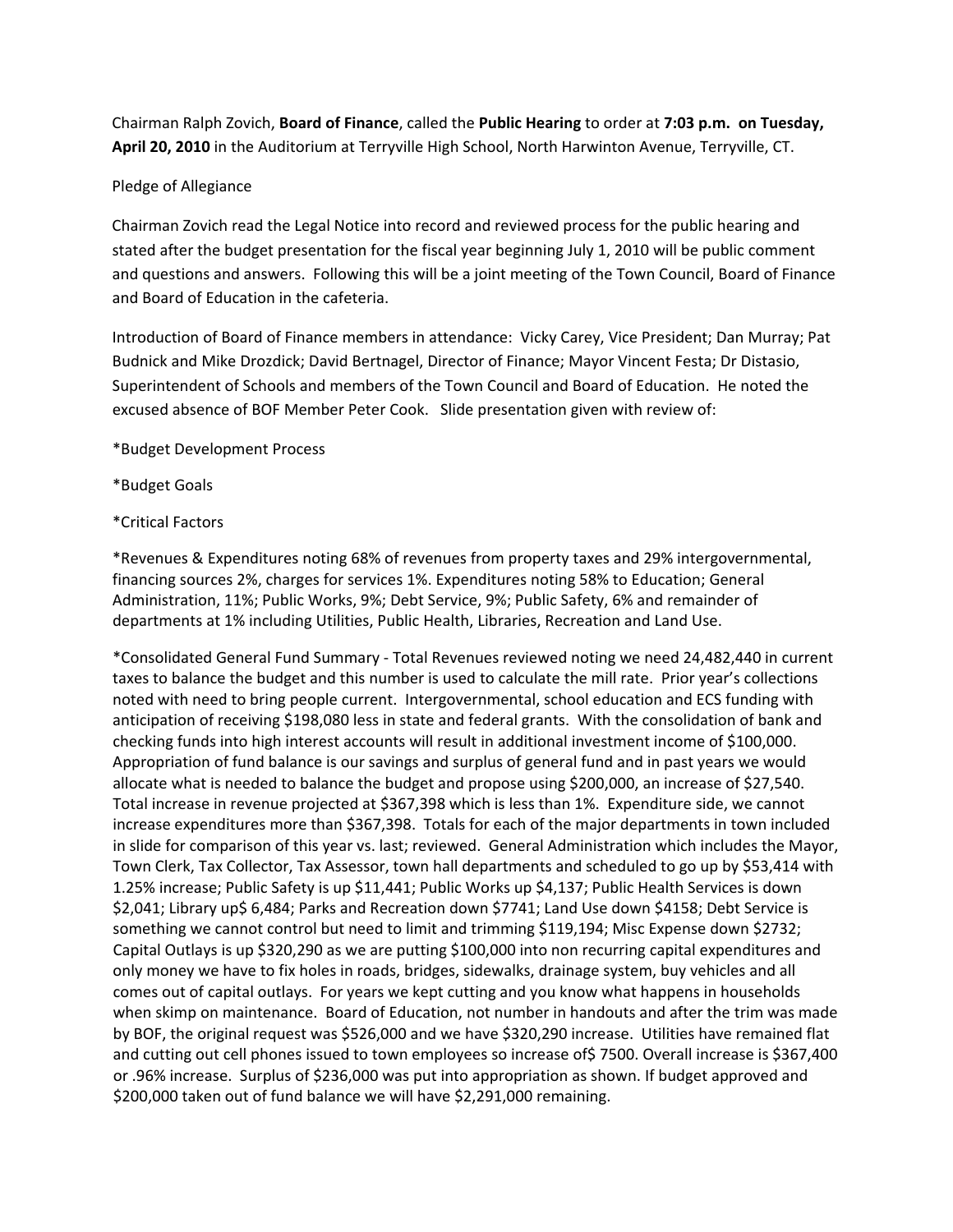Chairman Ralph Zovich, **Board of Finance**, called the **Public Hearing** to order at **7:03 p.m. on Tuesday, April 20, 2010** in the Auditorium at Terryville High School, North Harwinton Avenue, Terryville, CT.

Pledge of Allegiance

Chairman Zovich read the Legal Notice into record and reviewed process for the public hearing and stated after the budget presentation for the fiscal year beginning July 1, 2010 will be public comment and questions and answers. Following this will be a joint meeting of the Town Council, Board of Finance and Board of Education in the cafeteria.

Introduction of Board of Finance members in attendance: Vicky Carey, Vice President; Dan Murray; Pat Budnick and Mike Drozdick; David Bertnagel, Director of Finance; Mayor Vincent Festa; Dr Distasio, Superintendent of Schools and members of the Town Council and Board of Education. He noted the excused absence of BOF Member Peter Cook. Slide presentation given with review of:

*Budget Development Process

*Budget Goals

*Critical Factors

*Revenues & Expenditures noting 68% of revenues from property taxes and 29% intergovernmental, financing sources 2%, charges for services 1%. Expenditures noting 58% to Education; General Administration, 11%; Public Works, 9%; Debt Service, 9%; Public Safety, 6% and remainder of departments at 1% including Utilities, Public Health, Libraries, Recreation and Land Use.

*Consolidated General Fund Summary - Total Revenues reviewed noting we need 24,482,440 in current taxes to balance the budget and this number is used to calculate the mill rate. Prior year's collections noted with need to bring people current. Intergovernmental, school education and ECS funding with anticipation of receiving $198,080 less in state and federal grants. With the consolidation of bank and checking funds into high interest accounts will result in additional investment income of $100,000. Appropriation of fund balance is our savings and surplus of general fund and in past years we would allocate what is needed to balance the budget and propose using $200,000, an increase of $27,540. Total increase in revenue projected at $367,398 which is less than 1%. Expenditure side, we cannot increase expenditures more than $367,398. Totals for each of the major departments in town included in slide for comparison of this year vs. last; reviewed. General Administration which includes the Mayor, Town Clerk, Tax Collector, Tax Assessor, town hall departments and scheduled to go up by $53,414 with 1.25% increase; Public Safety is up $11,441; Public Works up $4,137; Public Health Services is down $2,041; Library up$ 6,484; Parks and Recreation down $7741; Land Use down $4158; Debt Service is something we cannot control but need to limit and trimming $119,194; Misc Expense down $2732; Capital Outlays is up $320,290 as we are putting $100,000 into non recurring capital expenditures and only money we have to fix holes in roads, bridges, sidewalks, drainage system, buy vehicles and all comes out of capital outlays. For years we kept cutting and you know what happens in households when skimp on maintenance. Board of Education, not number in handouts and after the trim was made by BOF, the original request was $526,000 and we have $320,290 increase. Utilities have remained flat and cutting out cell phones issued to town employees so increase of$ 7500. Overall increase is $367,400 or .96% increase. Surplus of $236,000 was put into appropriation as shown. If budget approved and $200,000 taken out of fund balance we will have $2,291,000 remaining.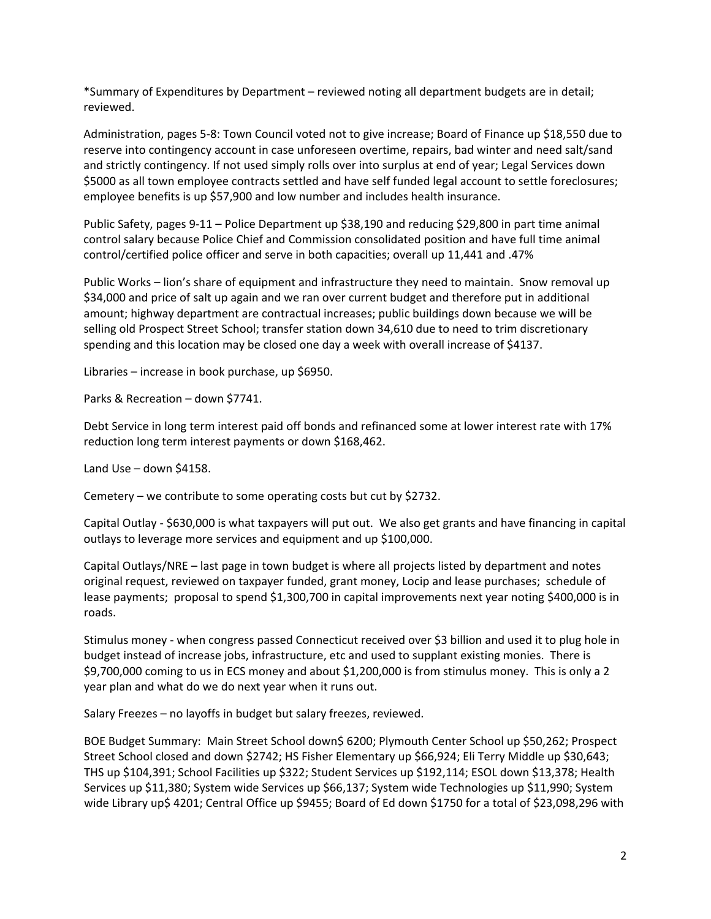*Summary of Expenditures by Department – reviewed noting all department budgets are in detail; reviewed.

Administration, pages 5-8: Town Council voted not to give increase; Board of Finance up $18,550 due to reserve into contingency account in case unforeseen overtime, repairs, bad winter and need salt/sand and strictly contingency. If not used simply rolls over into surplus at end of year; Legal Services down $5000 as all town employee contracts settled and have self funded legal account to settle foreclosures; employee benefits is up $57,900 and low number and includes health insurance.

Public Safety, pages 9-11 – Police Department up $38,190 and reducing $29,800 in part time animal control salary because Police Chief and Commission consolidated position and have full time animal control/certified police officer and serve in both capacities; overall up 11,441 and .47%

Public Works – lion's share of equipment and infrastructure they need to maintain. Snow removal up $34,000 and price of salt up again and we ran over current budget and therefore put in additional amount; highway department are contractual increases; public buildings down because we will be selling old Prospect Street School; transfer station down 34,610 due to need to trim discretionary spending and this location may be closed one day a week with overall increase of $4137.

Libraries – increase in book purchase, up $6950.

Parks & Recreation – down $7741.

Debt Service in long term interest paid off bonds and refinanced some at lower interest rate with 17% reduction long term interest payments or down $168,462.

Land Use – down $4158.

Cemetery – we contribute to some operating costs but cut by $2732.

Capital Outlay - $630,000 is what taxpayers will put out. We also get grants and have financing in capital outlays to leverage more services and equipment and up $100,000.

Capital Outlays/NRE – last page in town budget is where all projects listed by department and notes original request, reviewed on taxpayer funded, grant money, Locip and lease purchases; schedule of lease payments; proposal to spend $1,300,700 in capital improvements next year noting $400,000 is in roads.

Stimulus money - when congress passed Connecticut received over $3 billion and used it to plug hole in budget instead of increase jobs, infrastructure, etc and used to supplant existing monies. There is $9,700,000 coming to us in ECS money and about $1,200,000 is from stimulus money. This is only a 2 year plan and what do we do next year when it runs out.

Salary Freezes – no layoffs in budget but salary freezes, reviewed.

BOE Budget Summary: Main Street School down$ 6200; Plymouth Center School up $50,262; Prospect Street School closed and down $2742; HS Fisher Elementary up $66,924; Eli Terry Middle up $30,643; THS up $104,391; School Facilities up $322; Student Services up $192,114; ESOL down $13,378; Health Services up $11,380; System wide Services up $66,137; System wide Technologies up $11,990; System wide Library up$ 4201; Central Office up $9455; Board of Ed down $1750 for a total of $23,098,296 with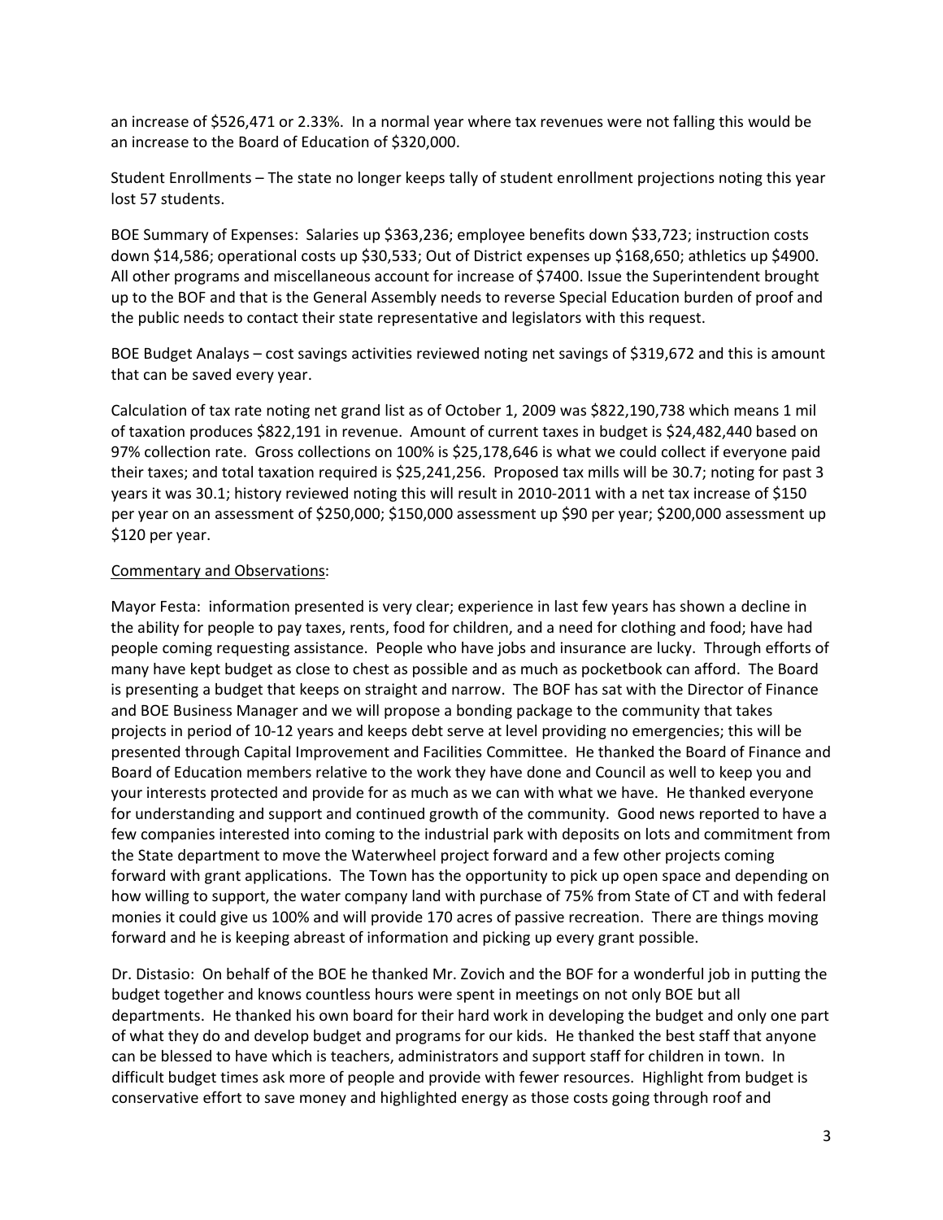an increase of $526,471 or 2.33%. In a normal year where tax revenues were not falling this would be an increase to the Board of Education of $320,000.

Student Enrollments – The state no longer keeps tally of student enrollment projections noting this year lost 57 students.

BOE Summary of Expenses: Salaries up $363,236; employee benefits down $33,723; instruction costs down $14,586; operational costs up $30,533; Out of District expenses up $168,650; athletics up $4900. All other programs and miscellaneous account for increase of $7400. Issue the Superintendent brought up to the BOF and that is the General Assembly needs to reverse Special Education burden of proof and the public needs to contact their state representative and legislators with this request.

BOE Budget Analays – cost savings activities reviewed noting net savings of $319,672 and this is amount that can be saved every year.

Calculation of tax rate noting net grand list as of October 1, 2009 was $822,190,738 which means 1 mil of taxation produces $822,191 in revenue. Amount of current taxes in budget is $24,482,440 based on 97% collection rate. Gross collections on 100% is $25,178,646 is what we could collect if everyone paid their taxes; and total taxation required is $25,241,256. Proposed tax mills will be 30.7; noting for past 3 years it was 30.1; history reviewed noting this will result in 2010-2011 with a net tax increase of $150 per year on an assessment of $250,000; $150,000 assessment up $90 per year; $200,000 assessment up $120 per year.

<u>Commentary and Observations</u>:

Mayor Festa: information presented is very clear; experience in last few years has shown a decline in the ability for people to pay taxes, rents, food for children, and a need for clothing and food; have had people coming requesting assistance. People who have jobs and insurance are lucky. Through efforts of many have kept budget as close to chest as possible and as much as pocketbook can afford. The Board is presenting a budget that keeps on straight and narrow. The BOF has sat with the Director of Finance and BOE Business Manager and we will propose a bonding package to the community that takes projects in period of 10-12 years and keeps debt serve at level providing no emergencies; this will be presented through Capital Improvement and Facilities Committee. He thanked the Board of Finance and Board of Education members relative to the work they have done and Council as well to keep you and your interests protected and provide for as much as we can with what we have. He thanked everyone for understanding and support and continued growth of the community. Good news reported to have a few companies interested into coming to the industrial park with deposits on lots and commitment from the State department to move the Waterwheel project forward and a few other projects coming forward with grant applications. The Town has the opportunity to pick up open space and depending on how willing to support, the water company land with purchase of 75% from State of CT and with federal monies it could give us 100% and will provide 170 acres of passive recreation. There are things moving forward and he is keeping abreast of information and picking up every grant possible.

Dr. Distasio: On behalf of the BOE he thanked Mr. Zovich and the BOF for a wonderful job in putting the budget together and knows countless hours were spent in meetings on not only BOE but all departments. He thanked his own board for their hard work in developing the budget and only one part of what they do and develop budget and programs for our kids. He thanked the best staff that anyone can be blessed to have which is teachers, administrators and support staff for children in town. In difficult budget times ask more of people and provide with fewer resources. Highlight from budget is conservative effort to save money and highlighted energy as those costs going through roof and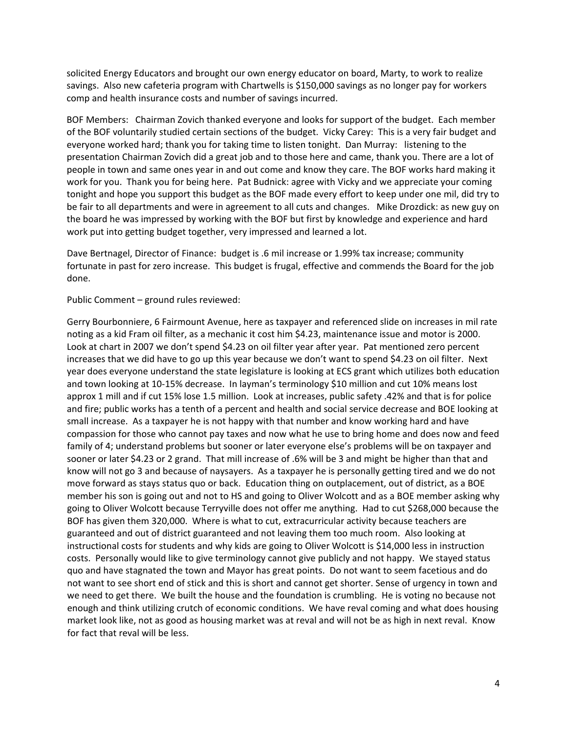solicited Energy Educators and brought our own energy educator on board, Marty, to work to realize savings. Also new cafeteria program with Chartwells is $150,000 savings as no longer pay for workers comp and health insurance costs and number of savings incurred.

BOF Members: Chairman Zovich thanked everyone and looks for support of the budget. Each member of the BOF voluntarily studied certain sections of the budget. Vicky Carey: This is a very fair budget and everyone worked hard; thank you for taking time to listen tonight. Dan Murray: listening to the presentation Chairman Zovich did a great job and to those here and came, thank you. There are a lot of people in town and same ones year in and out come and know they care. The BOF works hard making it work for you. Thank you for being here. Pat Budnick: agree with Vicky and we appreciate your coming tonight and hope you support this budget as the BOF made every effort to keep under one mil, did try to be fair to all departments and were in agreement to all cuts and changes. Mike Drozdick: as new guy on the board he was impressed by working with the BOF but first by knowledge and experience and hard work put into getting budget together, very impressed and learned a lot.

Dave Bertnagel, Director of Finance: budget is .6 mil increase or 1.99% tax increase; community fortunate in past for zero increase. This budget is frugal, effective and commends the Board for the job done.

Public Comment – ground rules reviewed:

Gerry Bourbonniere, 6 Fairmount Avenue, here as taxpayer and referenced slide on increases in mil rate noting as a kid Fram oil filter, as a mechanic it cost him $4.23, maintenance issue and motor is 2000. Look at chart in 2007 we don't spend $4.23 on oil filter year after year. Pat mentioned zero percent increases that we did have to go up this year because we don't want to spend $4.23 on oil filter. Next year does everyone understand the state legislature is looking at ECS grant which utilizes both education and town looking at 10-15% decrease. In layman's terminology $10 million and cut 10% means lost approx 1 mill and if cut 15% lose 1.5 million. Look at increases, public safety .42% and that is for police and fire; public works has a tenth of a percent and health and social service decrease and BOE looking at small increase. As a taxpayer he is not happy with that number and know working hard and have compassion for those who cannot pay taxes and now what he use to bring home and does now and feed family of 4; understand problems but sooner or later everyone else's problems will be on taxpayer and sooner or later $4.23 or 2 grand. That mill increase of .6% will be 3 and might be higher than that and know will not go 3 and because of naysayers. As a taxpayer he is personally getting tired and we do not move forward as stays status quo or back. Education thing on outplacement, out of district, as a BOE member his son is going out and not to HS and going to Oliver Wolcott and as a BOE member asking why going to Oliver Wolcott because Terryville does not offer me anything. Had to cut $268,000 because the BOF has given them 320,000. Where is what to cut, extracurricular activity because teachers are guaranteed and out of district guaranteed and not leaving them too much room. Also looking at instructional costs for students and why kids are going to Oliver Wolcott is $14,000 less in instruction costs. Personally would like to give terminology cannot give publicly and not happy. We stayed status quo and have stagnated the town and Mayor has great points. Do not want to seem facetious and do not want to see short end of stick and this is short and cannot get shorter. Sense of urgency in town and we need to get there. We built the house and the foundation is crumbling. He is voting no because not enough and think utilizing crutch of economic conditions. We have reval coming and what does housing market look like, not as good as housing market was at reval and will not be as high in next reval. Know for fact that reval will be less.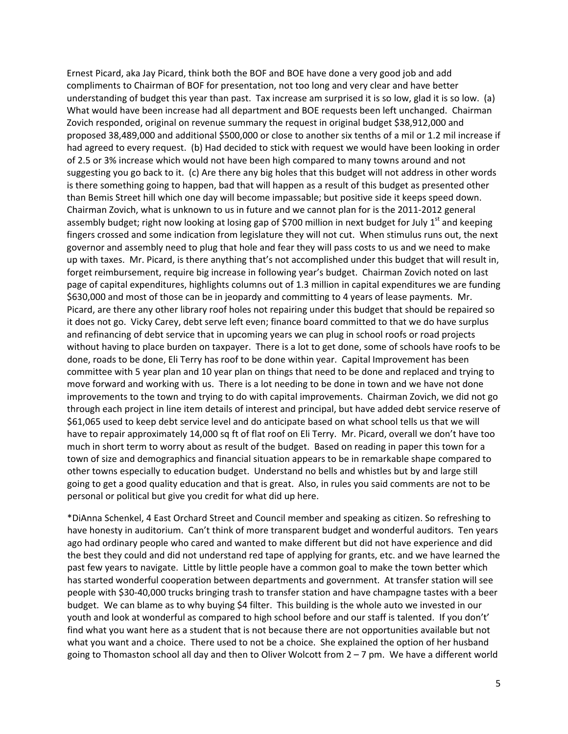Ernest Picard, aka Jay Picard, think both the BOF and BOE have done a very good job and add compliments to Chairman of BOF for presentation, not too long and very clear and have better understanding of budget this year than past. Tax increase am surprised it is so low, glad it is so low. (a) What would have been increase had all department and BOE requests been left unchanged. Chairman Zovich responded, original on revenue summary the request in original budget $38,912,000 and proposed 38,489,000 and additional $500,000 or close to another six tenths of a mil or 1.2 mil increase if had agreed to every request. (b) Had decided to stick with request we would have been looking in order of 2.5 or 3% increase which would not have been high compared to many towns around and not suggesting you go back to it. (c) Are there any big holes that this budget will not address in other words is there something going to happen, bad that will happen as a result of this budget as presented other than Bemis Street hill which one day will become impassable; but positive side it keeps speed down. Chairman Zovich, what is unknown to us in future and we cannot plan for is the 2011-2012 general assembly budget; right now looking at losing gap of $700 million in next budget for July 1st and keeping fingers crossed and some indication from legislature they will not cut. When stimulus runs out, the next governor and assembly need to plug that hole and fear they will pass costs to us and we need to make up with taxes. Mr. Picard, is there anything that's not accomplished under this budget that will result in, forget reimbursement, require big increase in following year's budget. Chairman Zovich noted on last page of capital expenditures, highlights columns out of 1.3 million in capital expenditures we are funding $630,000 and most of those can be in jeopardy and committing to 4 years of lease payments. Mr. Picard, are there any other library roof holes not repairing under this budget that should be repaired so it does not go. Vicky Carey, debt serve left even; finance board committed to that we do have surplus and refinancing of debt service that in upcoming years we can plug in school roofs or road projects without having to place burden on taxpayer. There is a lot to get done, some of schools have roofs to be done, roads to be done, Eli Terry has roof to be done within year. Capital Improvement has been committee with 5 year plan and 10 year plan on things that need to be done and replaced and trying to move forward and working with us. There is a lot needing to be done in town and we have not done improvements to the town and trying to do with capital improvements. Chairman Zovich, we did not go through each project in line item details of interest and principal, but have added debt service reserve of $61,065 used to keep debt service level and do anticipate based on what school tells us that we will have to repair approximately 14,000 sq ft of flat roof on Eli Terry. Mr. Picard, overall we don't have too much in short term to worry about as result of the budget. Based on reading in paper this town for a town of size and demographics and financial situation appears to be in remarkable shape compared to other towns especially to education budget. Understand no bells and whistles but by and large still going to get a good quality education and that is great. Also, in rules you said comments are not to be personal or political but give you credit for what did up here.

*DiAnna Schenkel, 4 East Orchard Street and Council member and speaking as citizen. So refreshing to have honesty in auditorium. Can't think of more transparent budget and wonderful auditors. Ten years ago had ordinary people who cared and wanted to make different but did not have experience and did the best they could and did not understand red tape of applying for grants, etc. and we have learned the past few years to navigate. Little by little people have a common goal to make the town better which has started wonderful cooperation between departments and government. At transfer station will see people with $30-40,000 trucks bringing trash to transfer station and have champagne tastes with a beer budget. We can blame as to why buying $4 filter. This building is the whole auto we invested in our youth and look at wonderful as compared to high school before and our staff is talented. If you don't' find what you want here as a student that is not because there are not opportunities available but not what you want and a choice. There used to not be a choice. She explained the option of her husband going to Thomaston school all day and then to Oliver Wolcott from 2 – 7 pm. We have a different world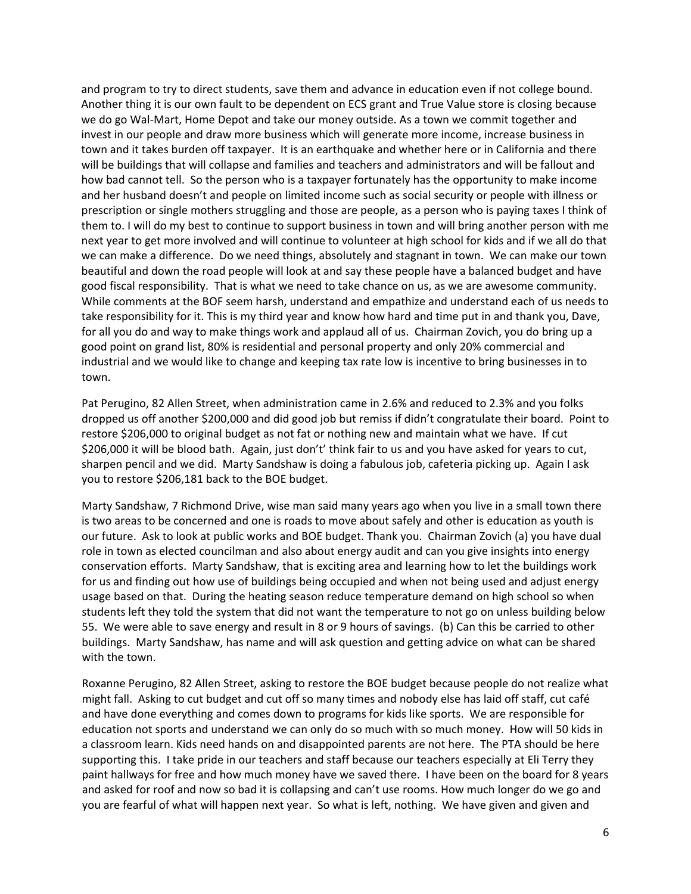and program to try to direct students, save them and advance in education even if not college bound. Another thing it is our own fault to be dependent on ECS grant and True Value store is closing because we do go Wal-Mart, Home Depot and take our money outside. As a town we commit together and invest in our people and draw more business which will generate more income, increase business in town and it takes burden off taxpayer. It is an earthquake and whether here or in California and there will be buildings that will collapse and families and teachers and administrators and will be fallout and how bad cannot tell. So the person who is a taxpayer fortunately has the opportunity to make income and her husband doesn't and people on limited income such as social security or people with illness or prescription or single mothers struggling and those are people, as a person who is paying taxes I think of them to. I will do my best to continue to support business in town and will bring another person with me next year to get more involved and will continue to volunteer at high school for kids and if we all do that we can make a difference. Do we need things, absolutely and stagnant in town. We can make our town beautiful and down the road people will look at and say these people have a balanced budget and have good fiscal responsibility. That is what we need to take chance on us, as we are awesome community. While comments at the BOF seem harsh, understand and empathize and understand each of us needs to take responsibility for it. This is my third year and know how hard and time put in and thank you, Dave, for all you do and way to make things work and applaud all of us. Chairman Zovich, you do bring up a good point on grand list, 80% is residential and personal property and only 20% commercial and industrial and we would like to change and keeping tax rate low is incentive to bring businesses in to town.

Pat Perugino, 82 Allen Street, when administration came in 2.6% and reduced to 2.3% and you folks dropped us off another $200,000 and did good job but remiss if didn't congratulate their board. Point to restore $206,000 to original budget as not fat or nothing new and maintain what we have. If cut $206,000 it will be blood bath. Again, just don't' think fair to us and you have asked for years to cut, sharpen pencil and we did. Marty Sandshaw is doing a fabulous job, cafeteria picking up. Again I ask you to restore $206,181 back to the BOE budget.

Marty Sandshaw, 7 Richmond Drive, wise man said many years ago when you live in a small town there is two areas to be concerned and one is roads to move about safely and other is education as youth is our future. Ask to look at public works and BOE budget. Thank you. Chairman Zovich (a) you have dual role in town as elected councilman and also about energy audit and can you give insights into energy conservation efforts. Marty Sandshaw, that is exciting area and learning how to let the buildings work for us and finding out how use of buildings being occupied and when not being used and adjust energy usage based on that. During the heating season reduce temperature demand on high school so when students left they told the system that did not want the temperature to not go on unless building below 55. We were able to save energy and result in 8 or 9 hours of savings. (b) Can this be carried to other buildings. Marty Sandshaw, has name and will ask question and getting advice on what can be shared with the town.

Roxanne Perugino, 82 Allen Street, asking to restore the BOE budget because people do not realize what might fall. Asking to cut budget and cut off so many times and nobody else has laid off staff, cut café and have done everything and comes down to programs for kids like sports. We are responsible for education not sports and understand we can only do so much with so much money. How will 50 kids in a classroom learn. Kids need hands on and disappointed parents are not here. The PTA should be here supporting this. I take pride in our teachers and staff because our teachers especially at Eli Terry they paint hallways for free and how much money have we saved there. I have been on the board for 8 years and asked for roof and now so bad it is collapsing and can't use rooms. How much longer do we go and you are fearful of what will happen next year. So what is left, nothing. We have given and given and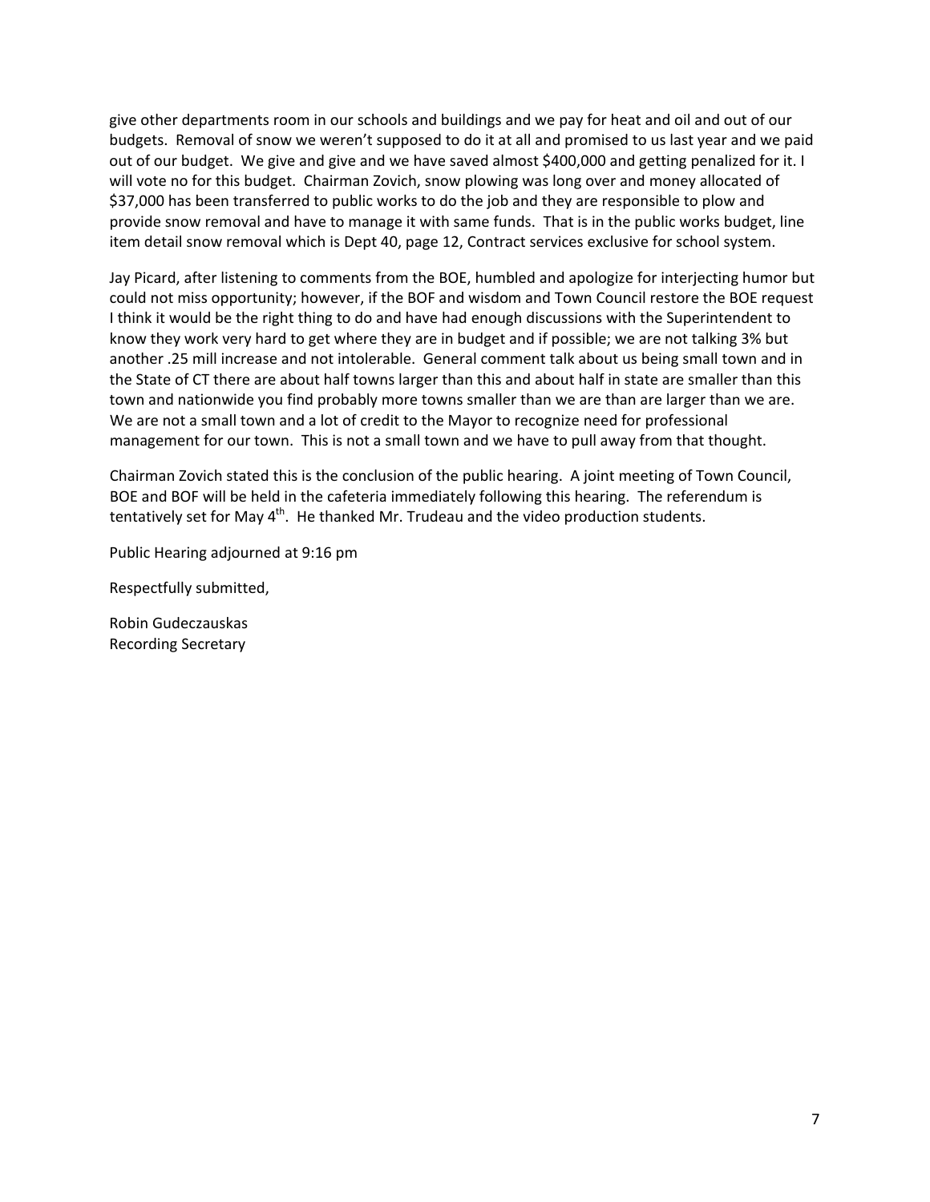give other departments room in our schools and buildings and we pay for heat and oil and out of our budgets. Removal of snow we weren't supposed to do it at all and promised to us last year and we paid out of our budget. We give and give and we have saved almost $400,000 and getting penalized for it. I will vote no for this budget. Chairman Zovich, snow plowing was long over and money allocated of $37,000 has been transferred to public works to do the job and they are responsible to plow and provide snow removal and have to manage it with same funds. That is in the public works budget, line item detail snow removal which is Dept 40, page 12, Contract services exclusive for school system.

Jay Picard, after listening to comments from the BOE, humbled and apologize for interjecting humor but could not miss opportunity; however, if the BOF and wisdom and Town Council restore the BOE request I think it would be the right thing to do and have had enough discussions with the Superintendent to know they work very hard to get where they are in budget and if possible; we are not talking 3% but another .25 mill increase and not intolerable. General comment talk about us being small town and in the State of CT there are about half towns larger than this and about half in state are smaller than this town and nationwide you find probably more towns smaller than we are than are larger than we are. We are not a small town and a lot of credit to the Mayor to recognize need for professional management for our town. This is not a small town and we have to pull away from that thought.

Chairman Zovich stated this is the conclusion of the public hearing. A joint meeting of Town Council, BOE and BOF will be held in the cafeteria immediately following this hearing. The referendum is tentatively set for May 4th. He thanked Mr. Trudeau and the video production students.

Public Hearing adjourned at 9:16 pm

Respectfully submitted,

Robin Gudeczauskas
Recording Secretary